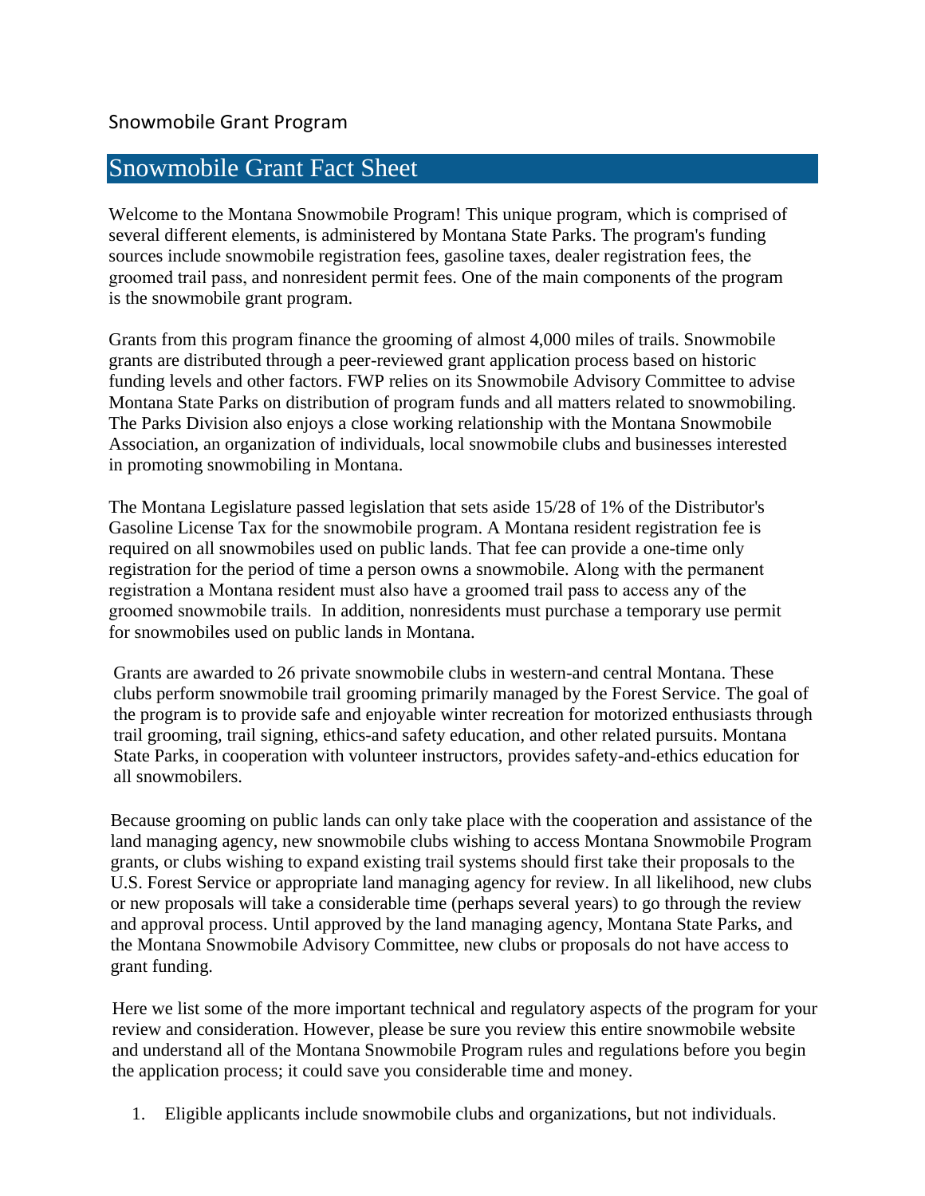Snowmobile Grant Program

# Snowmobile Grant Fact Sheet

Welcome to the Montana Snowmobile Program! This unique program, which is comprised of several different elements, is administered by Montana State Parks. The program's funding sources include snowmobile registration fees, gasoline taxes, dealer registration fees, the groomed trail pass, and nonresident permit fees. One of the main components of the program is the snowmobile grant program.

Grants from this program finance the grooming of almost 4,000 miles of trails. Snowmobile grants are distributed through a peer-reviewed grant application process based on historic funding levels and other factors. FWP relies on its Snowmobile Advisory Committee to advise Montana State Parks on distribution of program funds and all matters related to snowmobiling. The Parks Division also enjoys a close working relationship with the Montana Snowmobile Association, an organization of individuals, local snowmobile clubs and businesses interested in promoting snowmobiling in Montana.

The Montana Legislature passed legislation that sets aside 15/28 of 1% of the Distributor's Gasoline License Tax for the snowmobile program. A Montana resident registration fee is required on all snowmobiles used on public lands. That fee can provide a one-time only registration for the period of time a person owns a snowmobile. Along with the permanent registration a Montana resident must also have a groomed trail pass to access any of the groomed snowmobile trails. In addition, nonresidents must purchase a temporary use permit for snowmobiles used on public lands in Montana.

Grants are awarded to 26 private snowmobile clubs in western-and central Montana. These clubs perform snowmobile trail grooming primarily managed by the Forest Service. The goal of the program is to provide safe and enjoyable winter recreation for motorized enthusiasts through trail grooming, trail signing, ethics-and safety education, and other related pursuits. Montana State Parks, in cooperation with volunteer instructors, provides safety-and-ethics education for all snowmobilers.

Because grooming on public lands can only take place with the cooperation and assistance of the land managing agency, new snowmobile clubs wishing to access Montana Snowmobile Program grants, or clubs wishing to expand existing trail systems should first take their proposals to the U.S. Forest Service or appropriate land managing agency for review. In all likelihood, new clubs or new proposals will take a considerable time (perhaps several years) to go through the review and approval process. Until approved by the land managing agency, Montana State Parks, and the Montana Snowmobile Advisory Committee, new clubs or proposals do not have access to grant funding.

Here we list some of the more important technical and regulatory aspects of the program for your review and consideration. However, please be sure you review this entire snowmobile website and understand all of the Montana Snowmobile Program rules and regulations before you begin the application process; it could save you considerable time and money.

1. Eligible applicants include snowmobile clubs and organizations, but not individuals.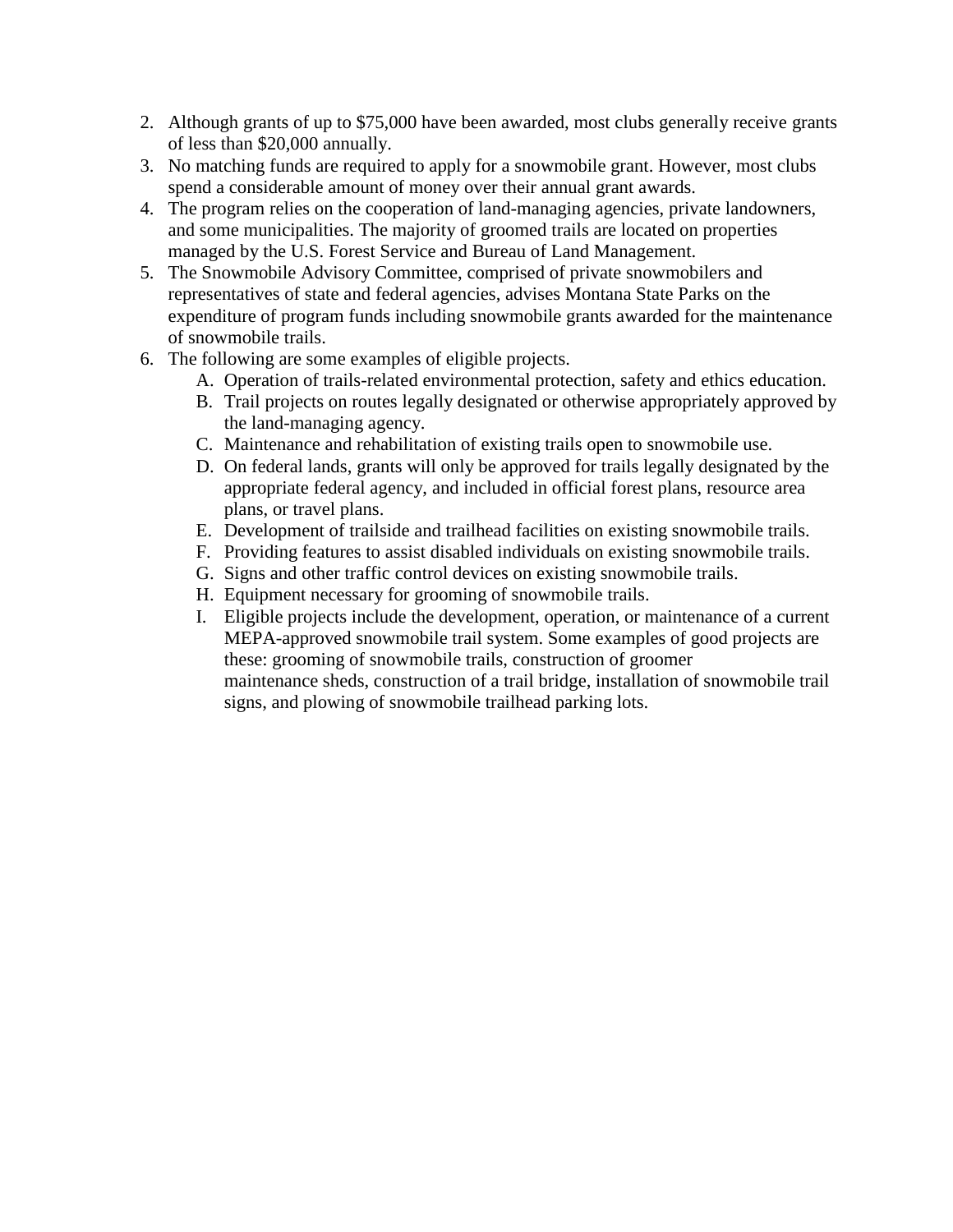2. Although grants of up to $75,000 have been awarded, most clubs generally receive grants of less than $20,000 annually.
3. No matching funds are required to apply for a snowmobile grant. However, most clubs spend a considerable amount of money over their annual grant awards.
4. The program relies on the cooperation of land-managing agencies, private landowners, and some municipalities. The majority of groomed trails are located on properties managed by the U.S. Forest Service and Bureau of Land Management.
5. The Snowmobile Advisory Committee, comprised of private snowmobilers and representatives of state and federal agencies, advises Montana State Parks on the expenditure of program funds including snowmobile grants awarded for the maintenance of snowmobile trails.
6. The following are some examples of eligible projects.
   A. Operation of trails-related environmental protection, safety and ethics education.
   B. Trail projects on routes legally designated or otherwise appropriately approved by the land-managing agency.
   C. Maintenance and rehabilitation of existing trails open to snowmobile use.
   D. On federal lands, grants will only be approved for trails legally designated by the appropriate federal agency, and included in official forest plans, resource area plans, or travel plans.
   E. Development of trailside and trailhead facilities on existing snowmobile trails.
   F. Providing features to assist disabled individuals on existing snowmobile trails.
   G. Signs and other traffic control devices on existing snowmobile trails.
   H. Equipment necessary for grooming of snowmobile trails.
   I. Eligible projects include the development, operation, or maintenance of a current MEPA-approved snowmobile trail system. Some examples of good projects are these: grooming of snowmobile trails, construction of groomer maintenance sheds, construction of a trail bridge, installation of snowmobile trail signs, and plowing of snowmobile trailhead parking lots.